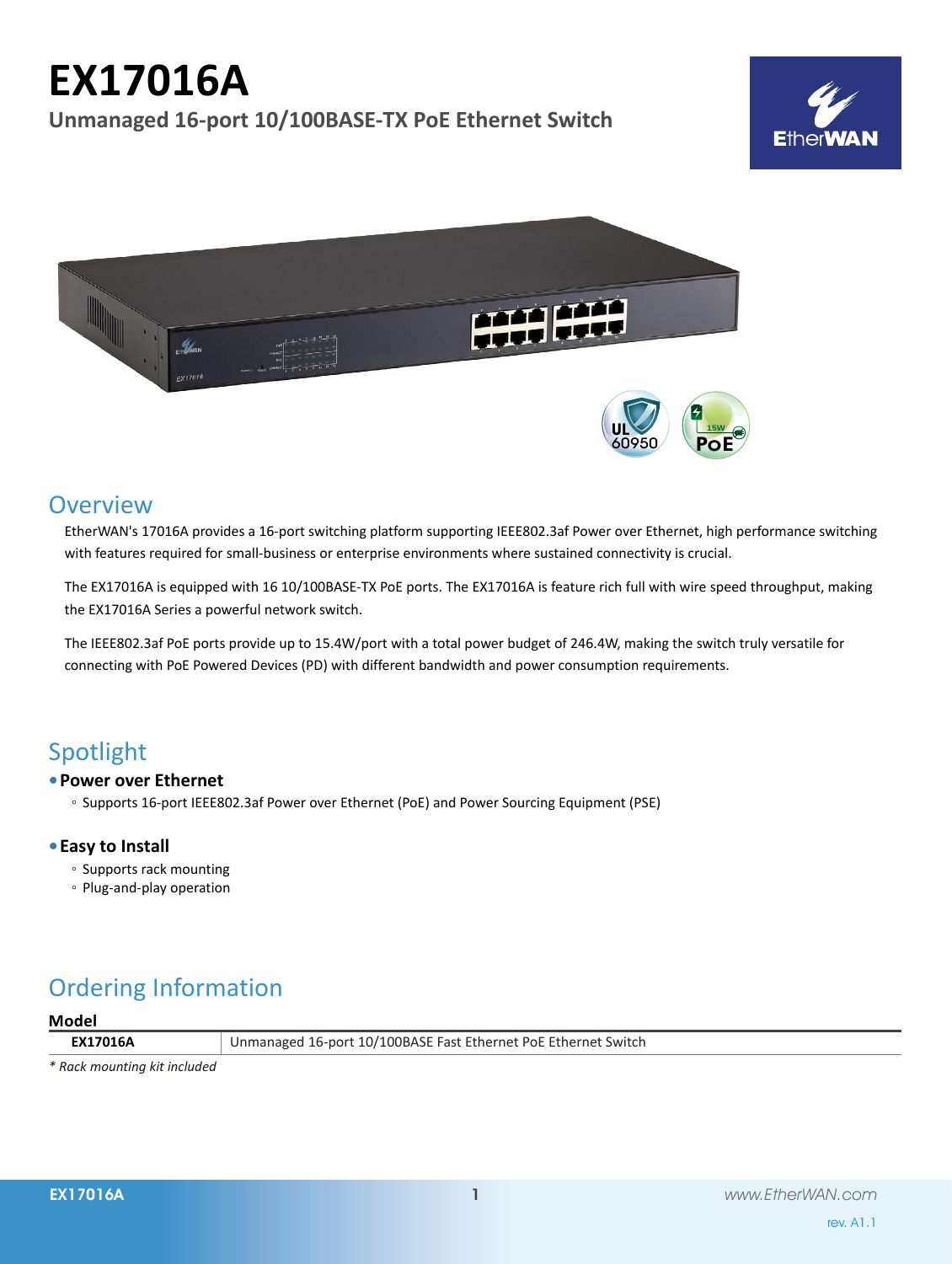# EX17016A

**Unmanaged 16-port 10/100BASE-TX PoE Ethernet Switch**

## Overview

EtherWAN's 17016A provides a 16-port switching platform supporting IEEE802.3af Power over Ethernet, high performance switching with features required for small-business or enterprise environments where sustained connectivity is crucial.

The EX17016A is equipped with 16 10/100BASE-TX PoE ports. The EX17016A is feature rich full with wire speed throughput, making the EX17016A Series a powerful network switch.

The IEEE802.3af PoE ports provide up to 15.4W/port with a total power budget of 246.4W, making the switch truly versatile for connecting with PoE Powered Devices (PD) with different bandwidth and power consumption requirements.

## Spotlight

- **Power over Ethernet**
  - Supports 16-port IEEE802.3af Power over Ethernet (PoE) and Power Sourcing Equipment (PSE)
- **Easy to Install**
  - Supports rack mounting
  - Plug-and-play operation

## Ordering Information

| Model | |
|---|---|
| **EX17016A** | Unmanaged 16-port 10/100BASE Fast Ethernet PoE Ethernet Switch |

*\* Rack mounting kit included*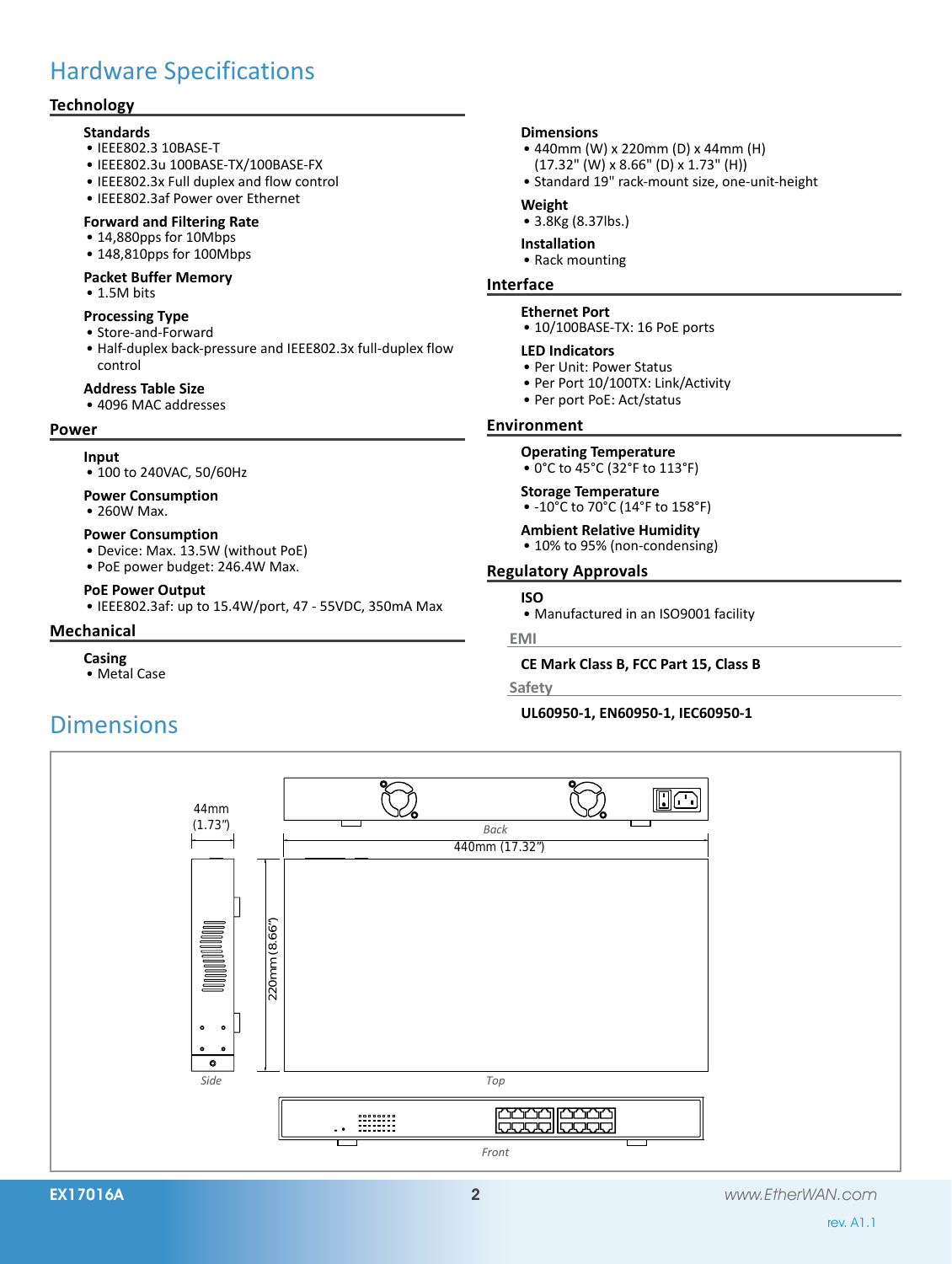# Hardware Specifications

## Technology

### Standards
- IEEE802.3 10BASE-T
- IEEE802.3u 100BASE-TX/100BASE-FX
- IEEE802.3x Full duplex and flow control
- IEEE802.3af Power over Ethernet

### Forward and Filtering Rate
- 14,880pps for 10Mbps
- 148,810pps for 100Mbps

### Packet Buffer Memory
- 1.5M bits

### Processing Type
- Store-and-Forward
- Half-duplex back-pressure and IEEE802.3x full-duplex flow control

### Address Table Size
- 4096 MAC addresses

## Power

### Input
- 100 to 240VAC, 50/60Hz

### Power Consumption
- 260W Max.

### Power Consumption
- Device: Max. 13.5W (without PoE)
- PoE power budget: 246.4W Max.

### PoE Power Output
- IEEE802.3af: up to 15.4W/port, 47 - 55VDC, 350mA Max

## Mechanical

### Casing
- Metal Case

### Dimensions
- 440mm (W) x 220mm (D) x 44mm (H) (17.32" (W) x 8.66" (D) x 1.73" (H))
- Standard 19" rack-mount size, one-unit-height

### Weight
- 3.8Kg (8.37lbs.)

### Installation
- Rack mounting

## Interface

### Ethernet Port
- 10/100BASE-TX: 16 PoE ports

### LED Indicators
- Per Unit: Power Status
- Per Port 10/100TX: Link/Activity
- Per port PoE: Act/status

## Environment

### Operating Temperature
- 0°C to 45°C (32°F to 113°F)

### Storage Temperature
- -10°C to 70°C (14°F to 158°F)

### Ambient Relative Humidity
- 10% to 95% (non-condensing)

## Regulatory Approvals

### ISO
- Manufactured in an ISO9001 facility

### EMI

**CE Mark Class B, FCC Part 15, Class B**

### Safety

**UL60950-1, EN60950-1, IEC60950-1**

# Dimensions

44mm (1.73")

Back

440mm (17.32")

220mm (8.66")

Side

Top

Front